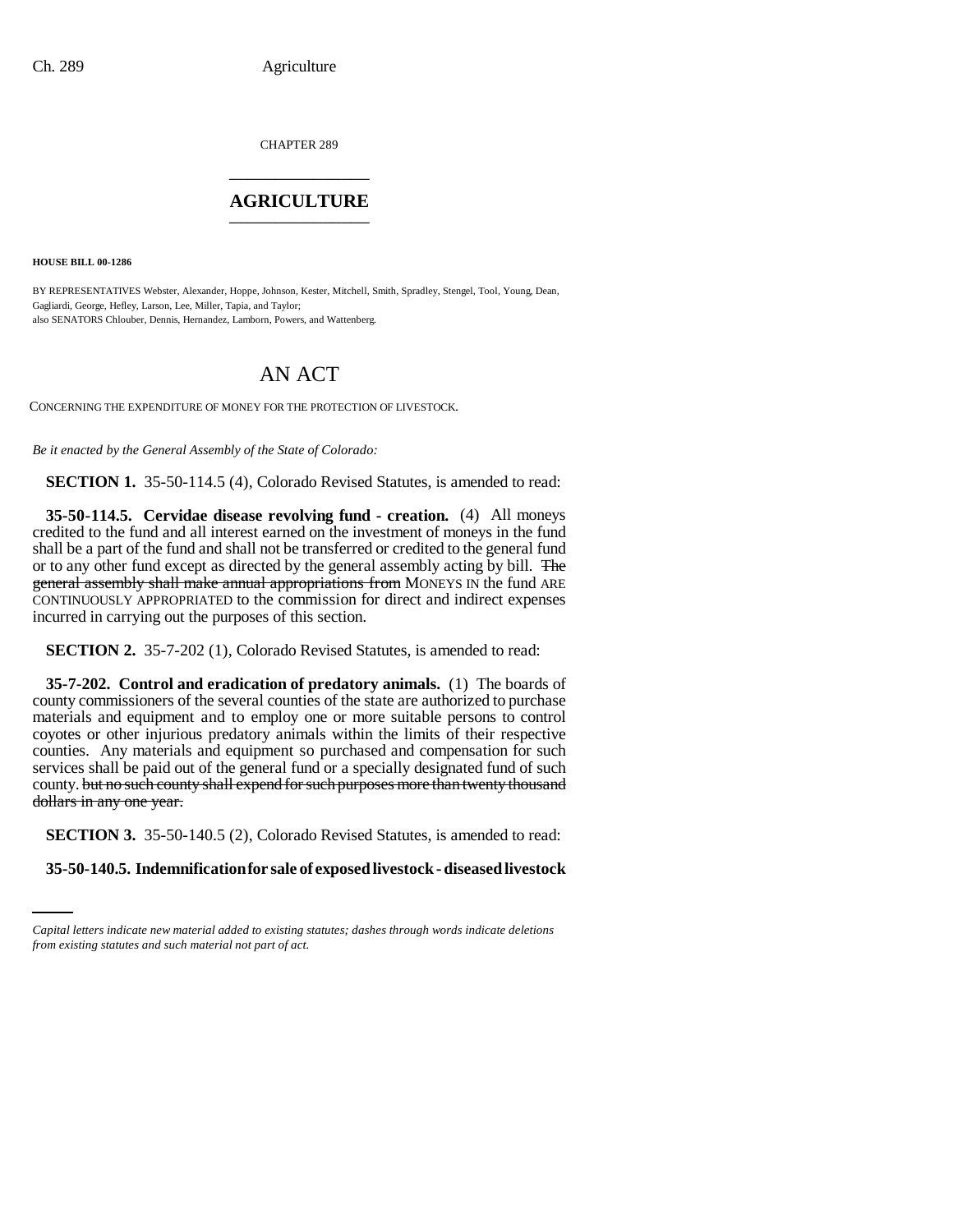CHAPTER 289

# AGRICULTURE

**HOUSE BILL 00-1286**

BY REPRESENTATIVES Webster, Alexander, Hoppe, Johnson, Kester, Mitchell, Smith, Spradley, Stengel, Tool, Young, Dean, Gagliardi, George, Hefley, Larson, Lee, Miller, Tapia, and Taylor;
also SENATORS Chlouber, Dennis, Hernandez, Lamborn, Powers, and Wattenberg.

# AN ACT

CONCERNING THE EXPENDITURE OF MONEY FOR THE PROTECTION OF LIVESTOCK.

*Be it enacted by the General Assembly of the State of Colorado:*

**SECTION 1.** 35-50-114.5 (4), Colorado Revised Statutes, is amended to read:

**35-50-114.5. Cervidae disease revolving fund - creation.** (4) All moneys credited to the fund and all interest earned on the investment of moneys in the fund shall be a part of the fund and shall not be transferred or credited to the general fund or to any other fund except as directed by the general assembly acting by bill. ~~The general assembly shall make annual appropriations from~~ MONEYS IN the fund ARE CONTINUOUSLY APPROPRIATED to the commission for direct and indirect expenses incurred in carrying out the purposes of this section.

**SECTION 2.** 35-7-202 (1), Colorado Revised Statutes, is amended to read:

**35-7-202. Control and eradication of predatory animals.** (1) The boards of county commissioners of the several counties of the state are authorized to purchase materials and equipment and to employ one or more suitable persons to control coyotes or other injurious predatory animals within the limits of their respective counties. Any materials and equipment so purchased and compensation for such services shall be paid out of the general fund or a specially designated fund of such county. ~~but no such county shall expend for such purposes more than twenty thousand dollars in any one year.~~

**SECTION 3.** 35-50-140.5 (2), Colorado Revised Statutes, is amended to read:

**35-50-140.5. Indemnification for sale of exposed livestock - diseased livestock**

*Capital letters indicate new material added to existing statutes; dashes through words indicate deletions from existing statutes and such material not part of act.*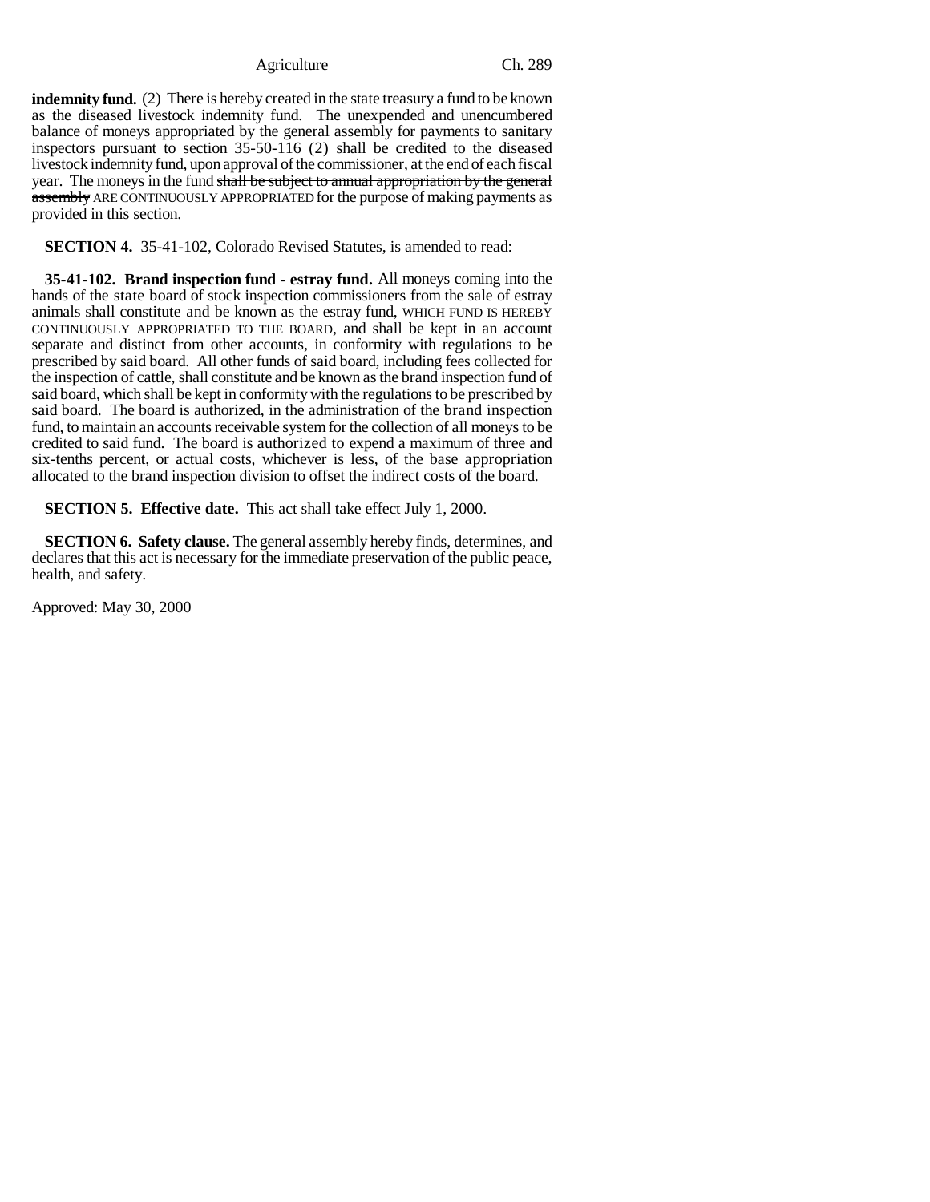**indemnity fund.** (2) There is hereby created in the state treasury a fund to be known as the diseased livestock indemnity fund. The unexpended and unencumbered balance of moneys appropriated by the general assembly for payments to sanitary inspectors pursuant to section 35-50-116 (2) shall be credited to the diseased livestock indemnity fund, upon approval of the commissioner, at the end of each fiscal year. The moneys in the fund ~~shall be subject to annual appropriation by the general assembly~~ ARE CONTINUOUSLY APPROPRIATED for the purpose of making payments as provided in this section.

**SECTION 4.** 35-41-102, Colorado Revised Statutes, is amended to read:

**35-41-102. Brand inspection fund - estray fund.** All moneys coming into the hands of the state board of stock inspection commissioners from the sale of estray animals shall constitute and be known as the estray fund, WHICH FUND IS HEREBY CONTINUOUSLY APPROPRIATED TO THE BOARD, and shall be kept in an account separate and distinct from other accounts, in conformity with regulations to be prescribed by said board. All other funds of said board, including fees collected for the inspection of cattle, shall constitute and be known as the brand inspection fund of said board, which shall be kept in conformity with the regulations to be prescribed by said board. The board is authorized, in the administration of the brand inspection fund, to maintain an accounts receivable system for the collection of all moneys to be credited to said fund. The board is authorized to expend a maximum of three and six-tenths percent, or actual costs, whichever is less, of the base appropriation allocated to the brand inspection division to offset the indirect costs of the board.

**SECTION 5. Effective date.** This act shall take effect July 1, 2000.

**SECTION 6. Safety clause.** The general assembly hereby finds, determines, and declares that this act is necessary for the immediate preservation of the public peace, health, and safety.

Approved: May 30, 2000